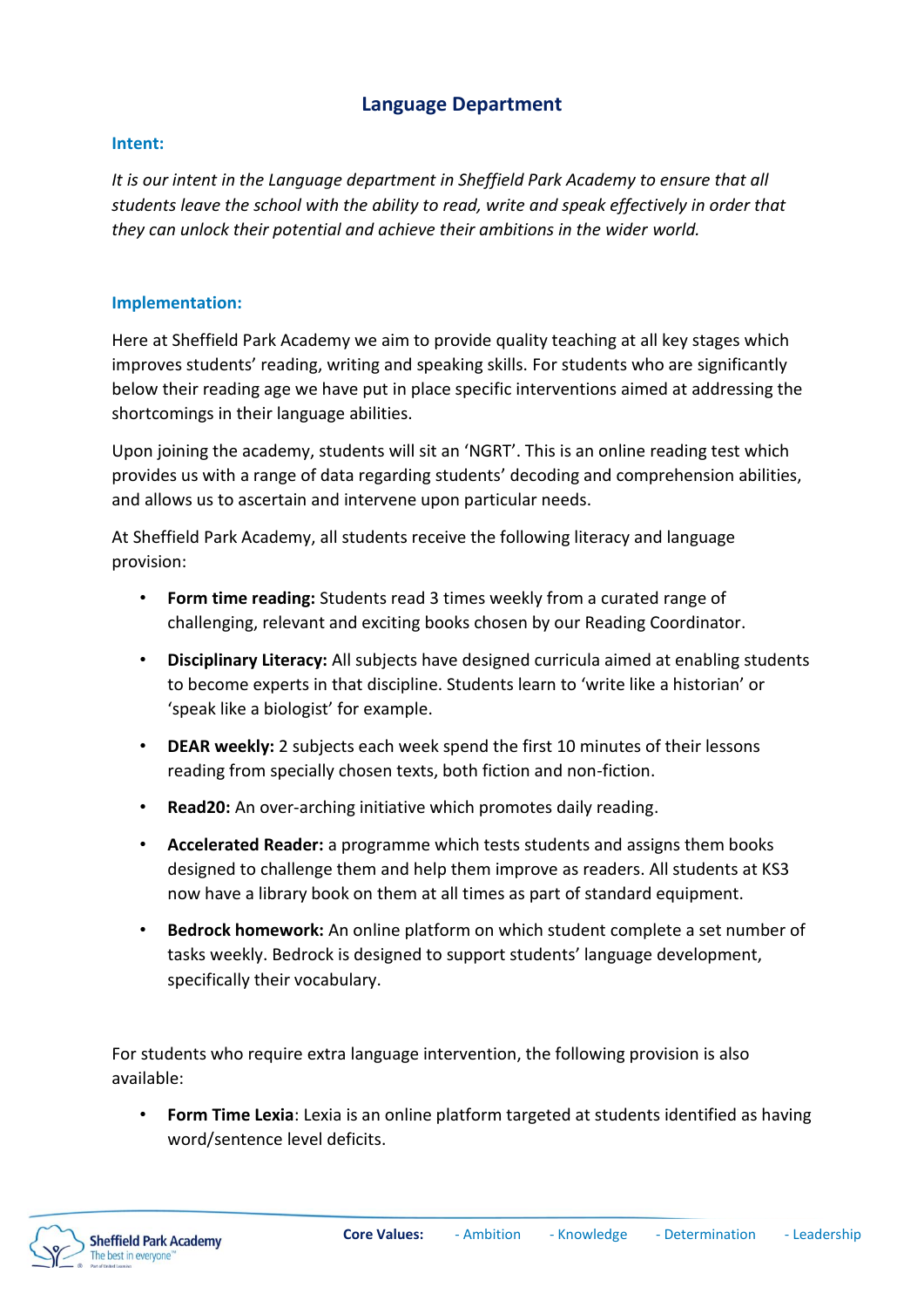# Language Department

## Intent:

*It is our intent in the Language department in Sheffield Park Academy to ensure that all students leave the school with the ability to read, write and speak effectively in order that they can unlock their potential and achieve their ambitions in the wider world.*

## Implementation:

Here at Sheffield Park Academy we aim to provide quality teaching at all key stages which improves students' reading, writing and speaking skills. For students who are significantly below their reading age we have put in place specific interventions aimed at addressing the shortcomings in their language abilities.

Upon joining the academy, students will sit an 'NGRT'. This is an online reading test which provides us with a range of data regarding students' decoding and comprehension abilities, and allows us to ascertain and intervene upon particular needs.

At Sheffield Park Academy, all students receive the following literacy and language provision:

- **Form time reading:** Students read 3 times weekly from a curated range of challenging, relevant and exciting books chosen by our Reading Coordinator.
- **Disciplinary Literacy:** All subjects have designed curricula aimed at enabling students to become experts in that discipline. Students learn to 'write like a historian' or 'speak like a biologist' for example.
- **DEAR weekly:** 2 subjects each week spend the first 10 minutes of their lessons reading from specially chosen texts, both fiction and non-fiction.
- **Read20:** An over-arching initiative which promotes daily reading.
- **Accelerated Reader:** a programme which tests students and assigns them books designed to challenge them and help them improve as readers. All students at KS3 now have a library book on them at all times as part of standard equipment.
- **Bedrock homework:** An online platform on which student complete a set number of tasks weekly. Bedrock is designed to support students' language development, specifically their vocabulary.

For students who require extra language intervention, the following provision is also available:

- **Form Time Lexia**: Lexia is an online platform targeted at students identified as having word/sentence level deficits.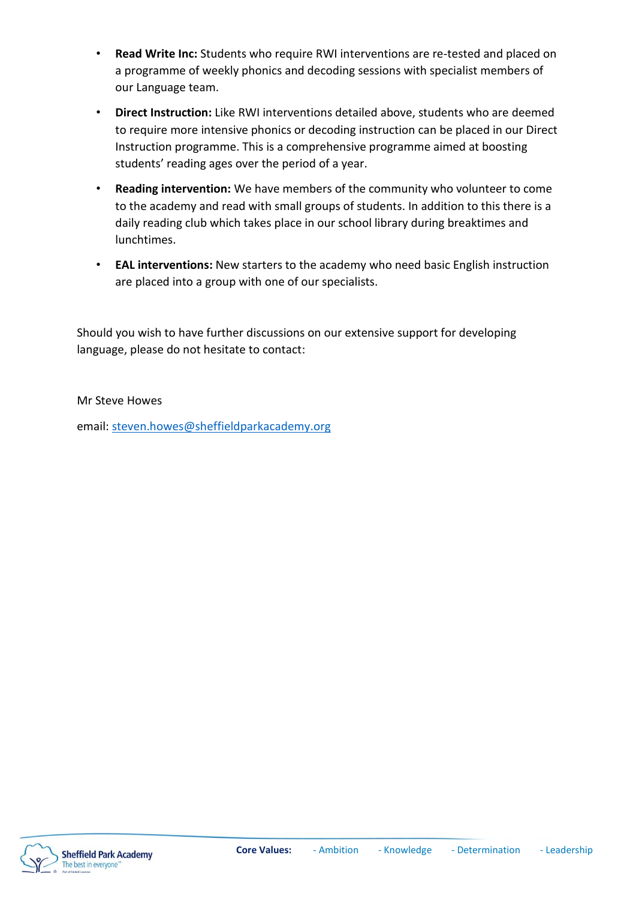- **Read Write Inc:** Students who require RWI interventions are re-tested and placed on a programme of weekly phonics and decoding sessions with specialist members of our Language team.
- **Direct Instruction:** Like RWI interventions detailed above, students who are deemed to require more intensive phonics or decoding instruction can be placed in our Direct Instruction programme. This is a comprehensive programme aimed at boosting students' reading ages over the period of a year.
- **Reading intervention:** We have members of the community who volunteer to come to the academy and read with small groups of students. In addition to this there is a daily reading club which takes place in our school library during breaktimes and lunchtimes.
- **EAL interventions:** New starters to the academy who need basic English instruction are placed into a group with one of our specialists.

Should you wish to have further discussions on our extensive support for developing language, please do not hesitate to contact:

Mr Steve Howes

email: steven.howes@sheffieldparkacademy.org